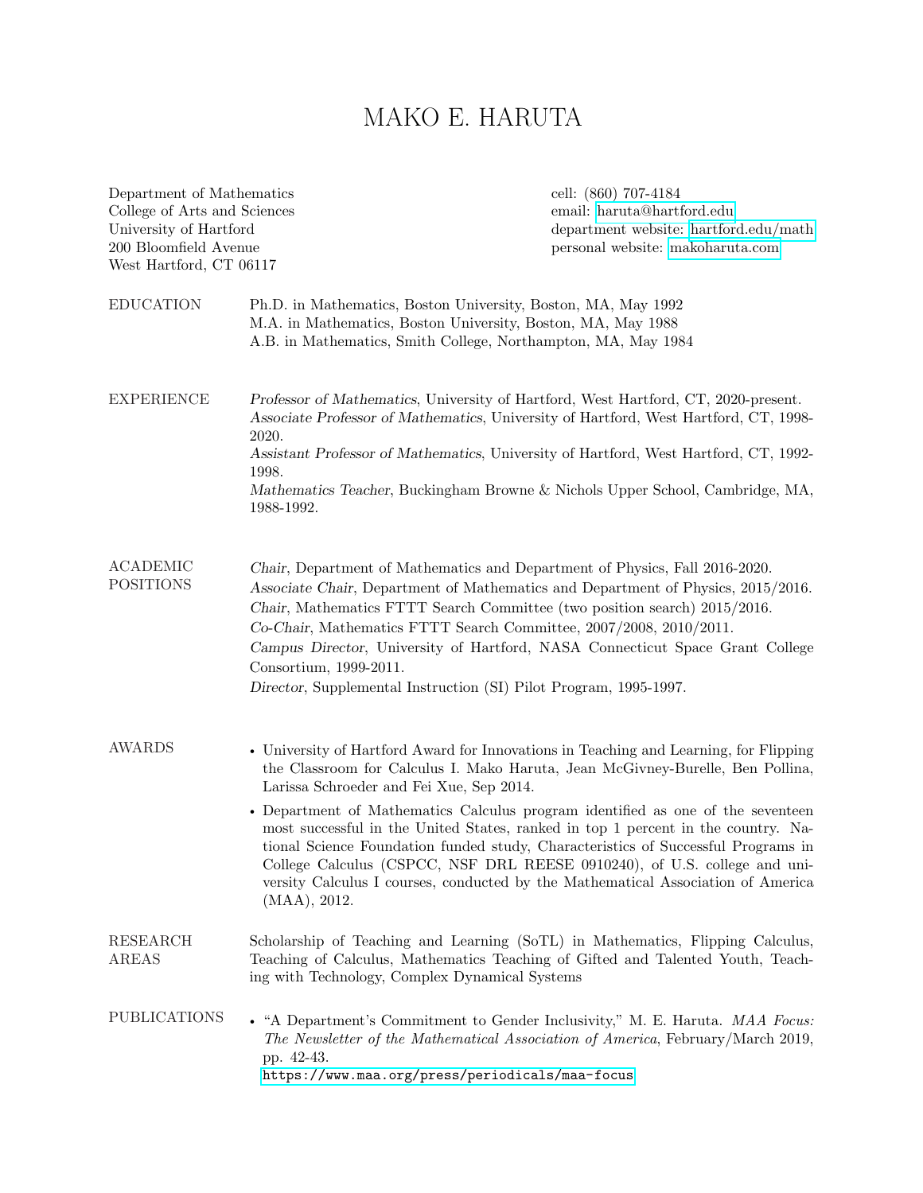# MAKO E. HARUTA

Department of Mathematics
College of Arts and Sciences
University of Hartford
200 Bloomfield Avenue
West Hartford, CT 06117

cell: (860) 707-4184
email: haruta@hartford.edu
department website: hartford.edu/math
personal website: makoharuta.com

## EDUCATION

Ph.D. in Mathematics, Boston University, Boston, MA, May 1992
M.A. in Mathematics, Boston University, Boston, MA, May 1988
A.B. in Mathematics, Smith College, Northampton, MA, May 1984

## EXPERIENCE

*Professor of Mathematics*, University of Hartford, West Hartford, CT, 2020-present.
*Associate Professor of Mathematics*, University of Hartford, West Hartford, CT, 1998-2020.
*Assistant Professor of Mathematics*, University of Hartford, West Hartford, CT, 1992-1998.
*Mathematics Teacher*, Buckingham Browne & Nichols Upper School, Cambridge, MA, 1988-1992.

## ACADEMIC POSITIONS

*Chair*, Department of Mathematics and Department of Physics, Fall 2016-2020.
*Associate Chair*, Department of Mathematics and Department of Physics, 2015/2016.
*Chair*, Mathematics FTTT Search Committee (two position search) 2015/2016.
*Co-Chair*, Mathematics FTTT Search Committee, 2007/2008, 2010/2011.
*Campus Director*, University of Hartford, NASA Connecticut Space Grant College Consortium, 1999-2011.
*Director*, Supplemental Instruction (SI) Pilot Program, 1995-1997.

## AWARDS

- University of Hartford Award for Innovations in Teaching and Learning, for Flipping the Classroom for Calculus I. Mako Haruta, Jean McGivney-Burelle, Ben Pollina, Larissa Schroeder and Fei Xue, Sep 2014.
- Department of Mathematics Calculus program identified as one of the seventeen most successful in the United States, ranked in top 1 percent in the country. National Science Foundation funded study, Characteristics of Successful Programs in College Calculus (CSPCC, NSF DRL REESE 0910240), of U.S. college and university Calculus I courses, conducted by the Mathematical Association of America (MAA), 2012.

## RESEARCH AREAS

Scholarship of Teaching and Learning (SoTL) in Mathematics, Flipping Calculus, Teaching of Calculus, Mathematics Teaching of Gifted and Talented Youth, Teaching with Technology, Complex Dynamical Systems

## PUBLICATIONS

- "A Department's Commitment to Gender Inclusivity," M. E. Haruta. *MAA Focus: The Newsletter of the Mathematical Association of America*, February/March 2019, pp. 42-43.
https://www.maa.org/press/periodicals/maa-focus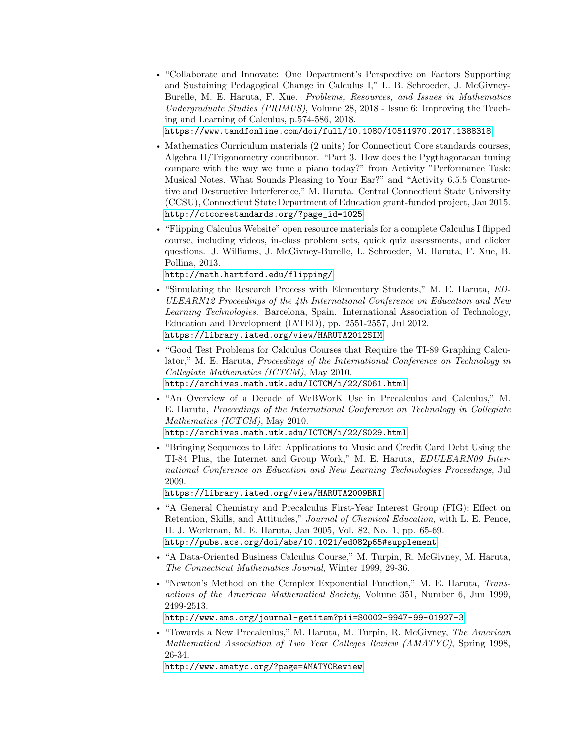- "Collaborate and Innovate: One Department's Perspective on Factors Supporting and Sustaining Pedagogical Change in Calculus I," L. B. Schroeder, J. McGivney-Burelle, M. E. Haruta, F. Xue. *Problems, Resources, and Issues in Mathematics Undergraduate Studies (PRIMUS)*, Volume 28, 2018 - Issue 6: Improving the Teaching and Learning of Calculus, p.574-586, 2018.
  https://www.tandfonline.com/doi/full/10.1080/10511970.2017.1388318
- Mathematics Curriculum materials (2 units) for Connecticut Core standards courses, Algebra II/Trigonometry contributor. "Part 3. How does the Pygthagoraean tuning compare with the way we tune a piano today?" from Activity "Performance Task: Musical Notes. What Sounds Pleasing to Your Ear?" and "Activity 6.5.5 Constructive and Destructive Interference," M. Haruta. Central Connecticut State University (CCSU), Connecticut State Department of Education grant-funded project, Jan 2015.
  http://ctcorestandards.org/?page_id=1025
- "Flipping Calculus Website" open resource materials for a complete Calculus I flipped course, including videos, in-class problem sets, quick quiz assessments, and clicker questions. J. Williams, J. McGivney-Burelle, L. Schroeder, M. Haruta, F. Xue, B. Pollina, 2013.
  http://math.hartford.edu/flipping/
- "Simulating the Research Process with Elementary Students," M. E. Haruta, *EDULEARN12 Proceedings of the 4th International Conference on Education and New Learning Technologies*. Barcelona, Spain. International Association of Technology, Education and Development (IATED), pp. 2551-2557, Jul 2012.
  https://library.iated.org/view/HARUTA2012SIM
- "Good Test Problems for Calculus Courses that Require the TI-89 Graphing Calculator," M. E. Haruta, *Proceedings of the International Conference on Technology in Collegiate Mathematics (ICTCM)*, May 2010.
  http://archives.math.utk.edu/ICTCM/i/22/S061.html
- "An Overview of a Decade of WeBWorK Use in Precalculus and Calculus," M. E. Haruta, *Proceedings of the International Conference on Technology in Collegiate Mathematics (ICTCM)*, May 2010.
  http://archives.math.utk.edu/ICTCM/i/22/S029.html
- "Bringing Sequences to Life: Applications to Music and Credit Card Debt Using the TI-84 Plus, the Internet and Group Work," M. E. Haruta, *EDULEARN09 International Conference on Education and New Learning Technologies Proceedings*, Jul 2009.
  https://library.iated.org/view/HARUTA2009BRI
- "A General Chemistry and Precalculus First-Year Interest Group (FIG): Effect on Retention, Skills, and Attitudes," *Journal of Chemical Education*, with L. E. Pence, H. J. Workman, M. E. Haruta, Jan 2005, Vol. 82, No. 1, pp. 65-69.
  http://pubs.acs.org/doi/abs/10.1021/ed082p65#supplement
- "A Data-Oriented Business Calculus Course," M. Turpin, R. McGivney, M. Haruta, *The Connecticut Mathematics Journal*, Winter 1999, 29-36.
- "Newton's Method on the Complex Exponential Function," M. E. Haruta, *Transactions of the American Mathematical Society*, Volume 351, Number 6, Jun 1999, 2499-2513.
  http://www.ams.org/journal-getitem?pii=S0002-9947-99-01927-3
- "Towards a New Precalculus," M. Haruta, M. Turpin, R. McGivney, *The American Mathematical Association of Two Year Colleges Review (AMATYC)*, Spring 1998, 26-34.
  http://www.amatyc.org/?page=AMATYCReview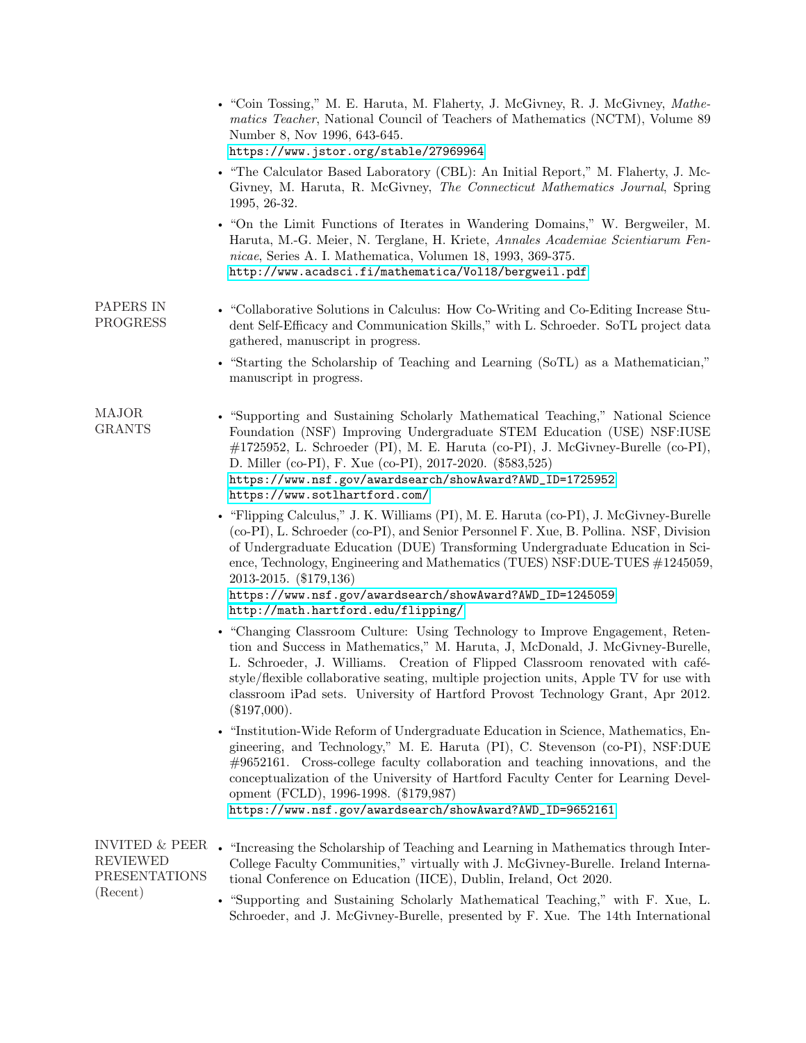- "Coin Tossing," M. E. Haruta, M. Flaherty, J. McGivney, R. J. McGivney, *Mathematics Teacher*, National Council of Teachers of Mathematics (NCTM), Volume 89 Number 8, Nov 1996, 643-645.
  https://www.jstor.org/stable/27969964
- "The Calculator Based Laboratory (CBL): An Initial Report," M. Flaherty, J. McGivney, M. Haruta, R. McGivney, *The Connecticut Mathematics Journal*, Spring 1995, 26-32.
- "On the Limit Functions of Iterates in Wandering Domains," W. Bergweiler, M. Haruta, M.-G. Meier, N. Terglane, H. Kriete, *Annales Academiae Scientiarum Fennicae*, Series A. I. Mathematica, Volumen 18, 1993, 369-375.
  http://www.acadsci.fi/mathematica/Vol18/bergweil.pdf

## PAPERS IN PROGRESS

- "Collaborative Solutions in Calculus: How Co-Writing and Co-Editing Increase Student Self-Efficacy and Communication Skills," with L. Schroeder. SoTL project data gathered, manuscript in progress.
- "Starting the Scholarship of Teaching and Learning (SoTL) as a Mathematician," manuscript in progress.

## MAJOR GRANTS

- "Supporting and Sustaining Scholarly Mathematical Teaching," National Science Foundation (NSF) Improving Undergraduate STEM Education (USE) NSF:IUSE #1725952, L. Schroeder (PI), M. E. Haruta (co-PI), J. McGivney-Burelle (co-PI), D. Miller (co-PI), F. Xue (co-PI), 2017-2020. ($583,525)
  https://www.nsf.gov/awardsearch/showAward?AWD_ID=1725952
  https://www.sotlhartford.com/
- "Flipping Calculus," J. K. Williams (PI), M. E. Haruta (co-PI), J. McGivney-Burelle (co-PI), L. Schroeder (co-PI), and Senior Personnel F. Xue, B. Pollina. NSF, Division of Undergraduate Education (DUE) Transforming Undergraduate Education in Science, Technology, Engineering and Mathematics (TUES) NSF:DUE-TUES #1245059, 2013-2015. ($179,136)
  https://www.nsf.gov/awardsearch/showAward?AWD_ID=1245059
  http://math.hartford.edu/flipping/
- "Changing Classroom Culture: Using Technology to Improve Engagement, Retention and Success in Mathematics," M. Haruta, J, McDonald, J. McGivney-Burelle, L. Schroeder, J. Williams. Creation of Flipped Classroom renovated with café-style/flexible collaborative seating, multiple projection units, Apple TV for use with classroom iPad sets. University of Hartford Provost Technology Grant, Apr 2012. ($197,000).
- "Institution-Wide Reform of Undergraduate Education in Science, Mathematics, Engineering, and Technology," M. E. Haruta (PI), C. Stevenson (co-PI), NSF:DUE #9652161. Cross-college faculty collaboration and teaching innovations, and the conceptualization of the University of Hartford Faculty Center for Learning Development (FCLD), 1996-1998. ($179,987)
  https://www.nsf.gov/awardsearch/showAward?AWD_ID=9652161

## INVITED & PEER REVIEWED PRESENTATIONS (Recent)

- "Increasing the Scholarship of Teaching and Learning in Mathematics through Inter-College Faculty Communities," virtually with J. McGivney-Burelle. Ireland International Conference on Education (IICE), Dublin, Ireland, Oct 2020.
- "Supporting and Sustaining Scholarly Mathematical Teaching," with F. Xue, L. Schroeder, and J. McGivney-Burelle, presented by F. Xue. The 14th International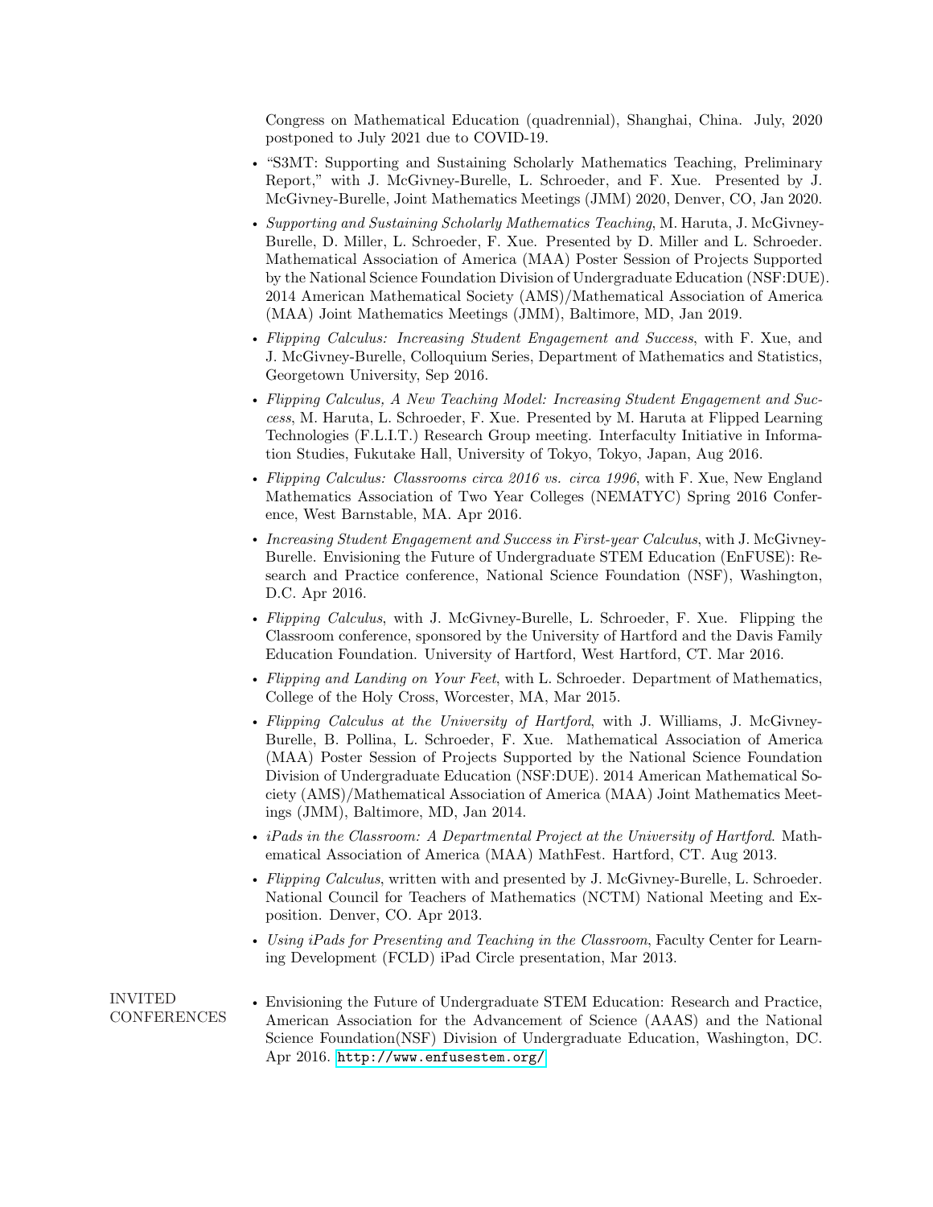Congress on Mathematical Education (quadrennial), Shanghai, China. July, 2020 postponed to July 2021 due to COVID-19.

- "S3MT: Supporting and Sustaining Scholarly Mathematics Teaching, Preliminary Report," with J. McGivney-Burelle, L. Schroeder, and F. Xue. Presented by J. McGivney-Burelle, Joint Mathematics Meetings (JMM) 2020, Denver, CO, Jan 2020.
- *Supporting and Sustaining Scholarly Mathematics Teaching*, M. Haruta, J. McGivney-Burelle, D. Miller, L. Schroeder, F. Xue. Presented by D. Miller and L. Schroeder. Mathematical Association of America (MAA) Poster Session of Projects Supported by the National Science Foundation Division of Undergraduate Education (NSF:DUE). 2014 American Mathematical Society (AMS)/Mathematical Association of America (MAA) Joint Mathematics Meetings (JMM), Baltimore, MD, Jan 2019.
- *Flipping Calculus: Increasing Student Engagement and Success*, with F. Xue, and J. McGivney-Burelle, Colloquium Series, Department of Mathematics and Statistics, Georgetown University, Sep 2016.
- *Flipping Calculus, A New Teaching Model: Increasing Student Engagement and Success*, M. Haruta, L. Schroeder, F. Xue. Presented by M. Haruta at Flipped Learning Technologies (F.L.I.T.) Research Group meeting. Interfaculty Initiative in Information Studies, Fukutake Hall, University of Tokyo, Tokyo, Japan, Aug 2016.
- *Flipping Calculus: Classrooms circa 2016 vs. circa 1996*, with F. Xue, New England Mathematics Association of Two Year Colleges (NEMATYC) Spring 2016 Conference, West Barnstable, MA. Apr 2016.
- *Increasing Student Engagement and Success in First-year Calculus*, with J. McGivney-Burelle. Envisioning the Future of Undergraduate STEM Education (EnFUSE): Research and Practice conference, National Science Foundation (NSF), Washington, D.C. Apr 2016.
- *Flipping Calculus*, with J. McGivney-Burelle, L. Schroeder, F. Xue. Flipping the Classroom conference, sponsored by the University of Hartford and the Davis Family Education Foundation. University of Hartford, West Hartford, CT. Mar 2016.
- *Flipping and Landing on Your Feet*, with L. Schroeder. Department of Mathematics, College of the Holy Cross, Worcester, MA, Mar 2015.
- *Flipping Calculus at the University of Hartford*, with J. Williams, J. McGivney-Burelle, B. Pollina, L. Schroeder, F. Xue. Mathematical Association of America (MAA) Poster Session of Projects Supported by the National Science Foundation Division of Undergraduate Education (NSF:DUE). 2014 American Mathematical Society (AMS)/Mathematical Association of America (MAA) Joint Mathematics Meetings (JMM), Baltimore, MD, Jan 2014.
- *iPads in the Classroom: A Departmental Project at the University of Hartford*. Mathematical Association of America (MAA) MathFest. Hartford, CT. Aug 2013.
- *Flipping Calculus*, written with and presented by J. McGivney-Burelle, L. Schroeder. National Council for Teachers of Mathematics (NCTM) National Meeting and Exposition. Denver, CO. Apr 2013.
- *Using iPads for Presenting and Teaching in the Classroom*, Faculty Center for Learning Development (FCLD) iPad Circle presentation, Mar 2013.

## INVITED CONFERENCES

- Envisioning the Future of Undergraduate STEM Education: Research and Practice, American Association for the Advancement of Science (AAAS) and the National Science Foundation(NSF) Division of Undergraduate Education, Washington, DC. Apr 2016. http://www.enfusestem.org/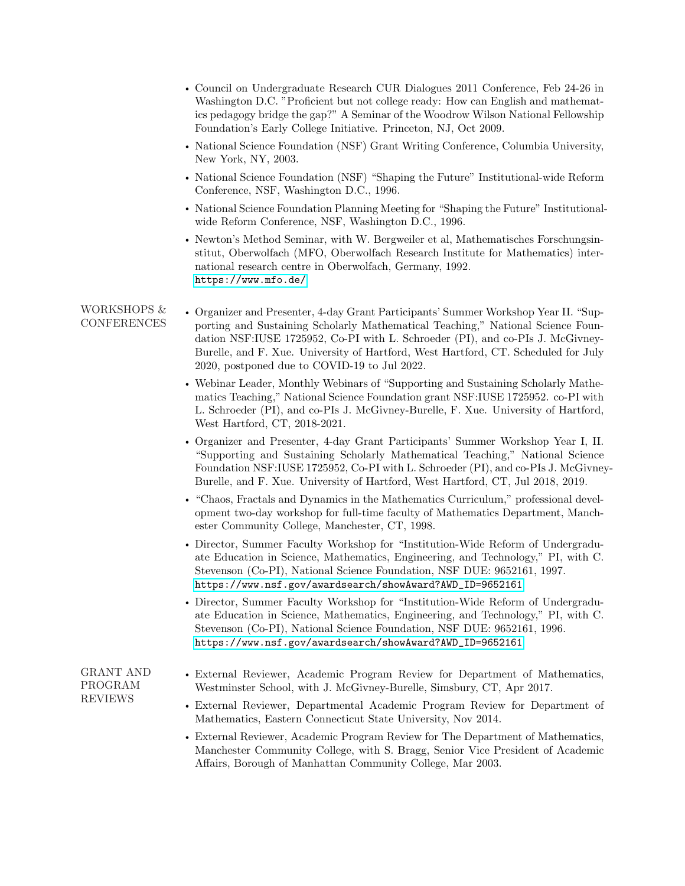- Council on Undergraduate Research CUR Dialogues 2011 Conference, Feb 24-26 in Washington D.C. "Proficient but not college ready: How can English and mathematics pedagogy bridge the gap?" A Seminar of the Woodrow Wilson National Fellowship Foundation's Early College Initiative. Princeton, NJ, Oct 2009.
- National Science Foundation (NSF) Grant Writing Conference, Columbia University, New York, NY, 2003.
- National Science Foundation (NSF) "Shaping the Future" Institutional-wide Reform Conference, NSF, Washington D.C., 1996.
- National Science Foundation Planning Meeting for "Shaping the Future" Institutional-wide Reform Conference, NSF, Washington D.C., 1996.
- Newton's Method Seminar, with W. Bergweiler et al, Mathematisches Forschungsinstitut, Oberwolfach (MFO, Oberwolfach Research Institute for Mathematics) international research centre in Oberwolfach, Germany, 1992. https://www.mfo.de/

## WORKSHOPS & CONFERENCES

- Organizer and Presenter, 4-day Grant Participants' Summer Workshop Year II. "Supporting and Sustaining Scholarly Mathematical Teaching," National Science Foundation NSF:IUSE 1725952, Co-PI with L. Schroeder (PI), and co-PIs J. McGivney-Burelle, and F. Xue. University of Hartford, West Hartford, CT. Scheduled for July 2020, postponed due to COVID-19 to Jul 2022.
- Webinar Leader, Monthly Webinars of "Supporting and Sustaining Scholarly Mathematics Teaching," National Science Foundation grant NSF:IUSE 1725952. co-PI with L. Schroeder (PI), and co-PIs J. McGivney-Burelle, F. Xue. University of Hartford, West Hartford, CT, 2018-2021.
- Organizer and Presenter, 4-day Grant Participants' Summer Workshop Year I, II. "Supporting and Sustaining Scholarly Mathematical Teaching," National Science Foundation NSF:IUSE 1725952, Co-PI with L. Schroeder (PI), and co-PIs J. McGivney-Burelle, and F. Xue. University of Hartford, West Hartford, CT, Jul 2018, 2019.
- "Chaos, Fractals and Dynamics in the Mathematics Curriculum," professional development two-day workshop for full-time faculty of Mathematics Department, Manchester Community College, Manchester, CT, 1998.
- Director, Summer Faculty Workshop for "Institution-Wide Reform of Undergraduate Education in Science, Mathematics, Engineering, and Technology," PI, with C. Stevenson (Co-PI), National Science Foundation, NSF DUE: 9652161, 1997. https://www.nsf.gov/awardsearch/showAward?AWD_ID=9652161
- Director, Summer Faculty Workshop for "Institution-Wide Reform of Undergraduate Education in Science, Mathematics, Engineering, and Technology," PI, with C. Stevenson (Co-PI), National Science Foundation, NSF DUE: 9652161, 1996. https://www.nsf.gov/awardsearch/showAward?AWD_ID=9652161

## GRANT AND PROGRAM REVIEWS

- External Reviewer, Academic Program Review for Department of Mathematics, Westminster School, with J. McGivney-Burelle, Simsbury, CT, Apr 2017.
- External Reviewer, Departmental Academic Program Review for Department of Mathematics, Eastern Connecticut State University, Nov 2014.
- External Reviewer, Academic Program Review for The Department of Mathematics, Manchester Community College, with S. Bragg, Senior Vice President of Academic Affairs, Borough of Manhattan Community College, Mar 2003.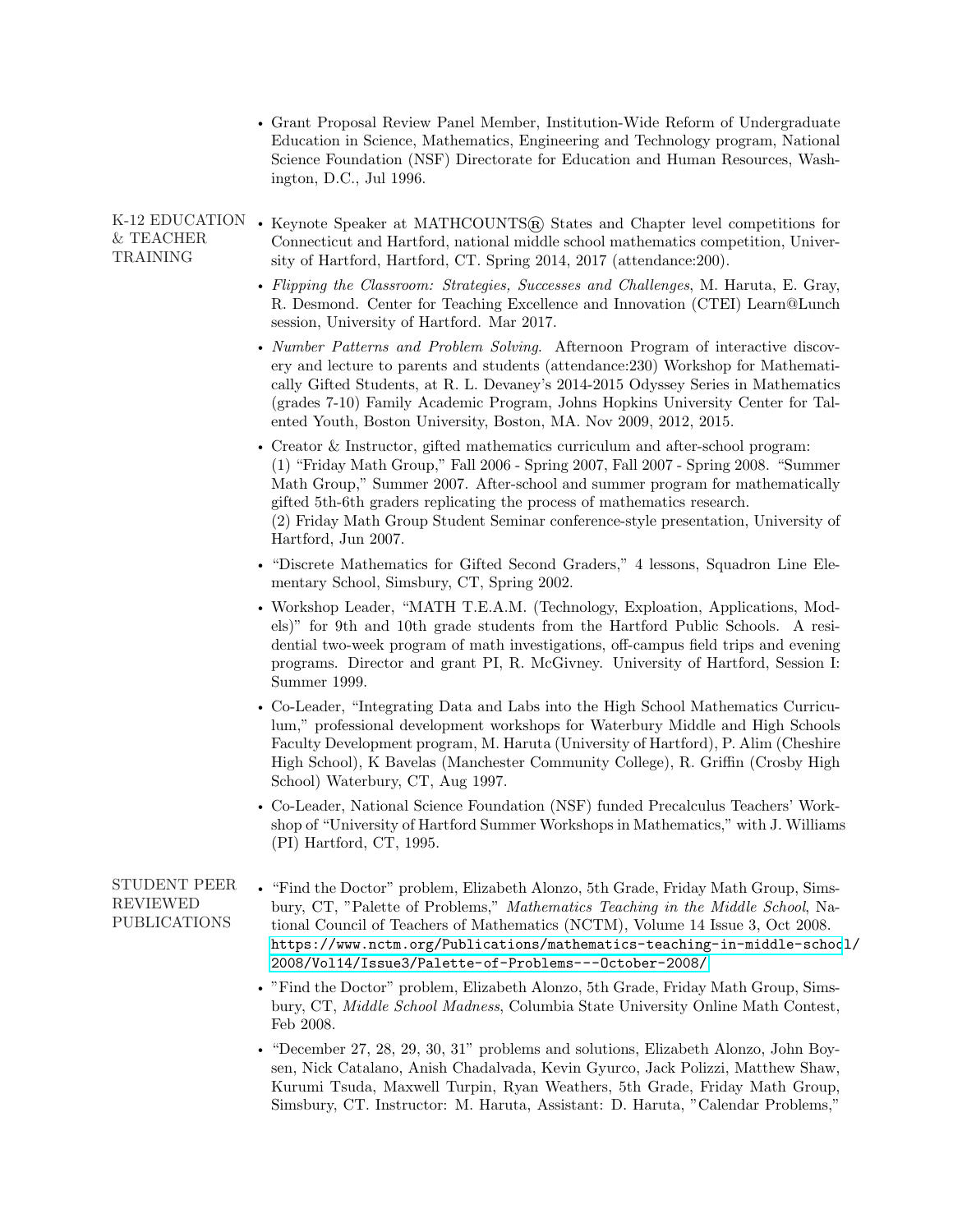- Grant Proposal Review Panel Member, Institution-Wide Reform of Undergraduate Education in Science, Mathematics, Engineering and Technology program, National Science Foundation (NSF) Directorate for Education and Human Resources, Washington, D.C., Jul 1996.

## K-12 EDUCATION & TEACHER TRAINING

- Keynote Speaker at MATHCOUNTS® States and Chapter level competitions for Connecticut and Hartford, national middle school mathematics competition, University of Hartford, Hartford, CT. Spring 2014, 2017 (attendance:200).
- *Flipping the Classroom: Strategies, Successes and Challenges*, M. Haruta, E. Gray, R. Desmond. Center for Teaching Excellence and Innovation (CTEI) Learn@Lunch session, University of Hartford. Mar 2017.
- *Number Patterns and Problem Solving*. Afternoon Program of interactive discovery and lecture to parents and students (attendance:230) Workshop for Mathematically Gifted Students, at R. L. Devaney's 2014-2015 Odyssey Series in Mathematics (grades 7-10) Family Academic Program, Johns Hopkins University Center for Talented Youth, Boston University, Boston, MA. Nov 2009, 2012, 2015.
- Creator & Instructor, gifted mathematics curriculum and after-school program:
  (1) "Friday Math Group," Fall 2006 - Spring 2007, Fall 2007 - Spring 2008. "Summer Math Group," Summer 2007. After-school and summer program for mathematically gifted 5th-6th graders replicating the process of mathematics research.
  (2) Friday Math Group Student Seminar conference-style presentation, University of Hartford, Jun 2007.
- "Discrete Mathematics for Gifted Second Graders," 4 lessons, Squadron Line Elementary School, Simsbury, CT, Spring 2002.
- Workshop Leader, "MATH T.E.A.M. (Technology, Exploation, Applications, Models)" for 9th and 10th grade students from the Hartford Public Schools. A residential two-week program of math investigations, off-campus field trips and evening programs. Director and grant PI, R. McGivney. University of Hartford, Session I: Summer 1999.
- Co-Leader, "Integrating Data and Labs into the High School Mathematics Curriculum," professional development workshops for Waterbury Middle and High Schools Faculty Development program, M. Haruta (University of Hartford), P. Alim (Cheshire High School), K Bavelas (Manchester Community College), R. Griffin (Crosby High School) Waterbury, CT, Aug 1997.
- Co-Leader, National Science Foundation (NSF) funded Precalculus Teachers' Workshop of "University of Hartford Summer Workshops in Mathematics," with J. Williams (PI) Hartford, CT, 1995.

## STUDENT PEER REVIEWED PUBLICATIONS

- "Find the Doctor" problem, Elizabeth Alonzo, 5th Grade, Friday Math Group, Simsbury, CT, "Palette of Problems," *Mathematics Teaching in the Middle School*, National Council of Teachers of Mathematics (NCTM), Volume 14 Issue 3, Oct 2008. https://www.nctm.org/Publications/mathematics-teaching-in-middle-school/2008/Vol14/Issue3/Palette-of-Problems---October-2008/
- "Find the Doctor" problem, Elizabeth Alonzo, 5th Grade, Friday Math Group, Simsbury, CT, *Middle School Madness*, Columbia State University Online Math Contest, Feb 2008.
- "December 27, 28, 29, 30, 31" problems and solutions, Elizabeth Alonzo, John Boysen, Nick Catalano, Anish Chadalvada, Kevin Gyurco, Jack Polizzi, Matthew Shaw, Kurumi Tsuda, Maxwell Turpin, Ryan Weathers, 5th Grade, Friday Math Group, Simsbury, CT. Instructor: M. Haruta, Assistant: D. Haruta, "Calendar Problems,"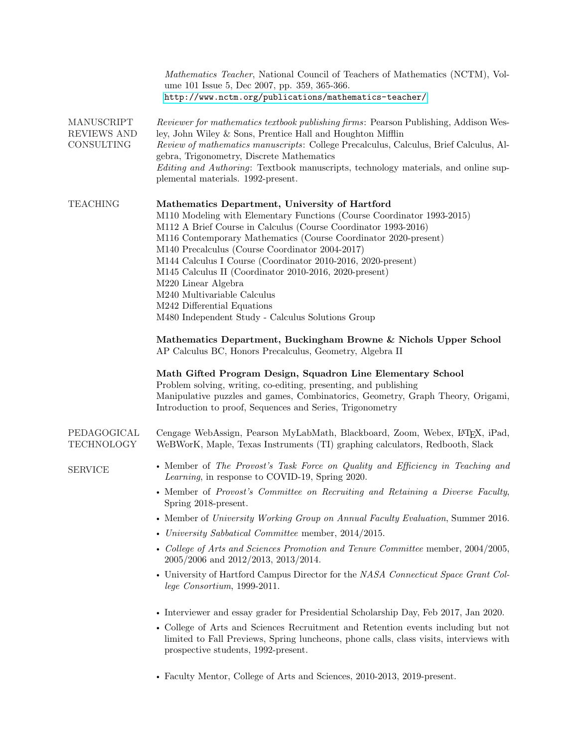*Mathematics Teacher*, National Council of Teachers of Mathematics (NCTM), Volume 101 Issue 5, Dec 2007, pp. 359, 365-366.
http://www.nctm.org/publications/mathematics-teacher/

## MANUSCRIPT REVIEWS AND CONSULTING

*Reviewer for mathematics textbook publishing firms*: Pearson Publishing, Addison Wesley, John Wiley & Sons, Prentice Hall and Houghton Mifflin
*Review of mathematics manuscripts*: College Precalculus, Calculus, Brief Calculus, Algebra, Trigonometry, Discrete Mathematics
*Editing and Authoring*: Textbook manuscripts, technology materials, and online supplemental materials. 1992-present.

## TEACHING

**Mathematics Department, University of Hartford**
M110 Modeling with Elementary Functions (Course Coordinator 1993-2015)
M112 A Brief Course in Calculus (Course Coordinator 1993-2016)
M116 Contemporary Mathematics (Course Coordinator 2020-present)
M140 Precalculus (Course Coordinator 2004-2017)
M144 Calculus I Course (Coordinator 2010-2016, 2020-present)
M145 Calculus II (Coordinator 2010-2016, 2020-present)
M220 Linear Algebra
M240 Multivariable Calculus
M242 Differential Equations
M480 Independent Study - Calculus Solutions Group

**Mathematics Department, Buckingham Browne & Nichols Upper School**
AP Calculus BC, Honors Precalculus, Geometry, Algebra II

**Math Gifted Program Design, Squadron Line Elementary School**
Problem solving, writing, co-editing, presenting, and publishing
Manipulative puzzles and games, Combinatorics, Geometry, Graph Theory, Origami, Introduction to proof, Sequences and Series, Trigonometry

## PEDAGOGICAL TECHNOLOGY

Cengage WebAssign, Pearson MyLabMath, Blackboard, Zoom, Webex, LaTeX, iPad, WeBWorK, Maple, Texas Instruments (TI) graphing calculators, Redbooth, Slack

## SERVICE

- Member of *The Provost's Task Force on Quality and Efficiency in Teaching and Learning*, in response to COVID-19, Spring 2020.
- Member of *Provost's Committee on Recruiting and Retaining a Diverse Faculty*, Spring 2018-present.
- Member of *University Working Group on Annual Faculty Evaluation*, Summer 2016.
- *University Sabbatical Committee* member, 2014/2015.
- *College of Arts and Sciences Promotion and Tenure Committee* member, 2004/2005, 2005/2006 and 2012/2013, 2013/2014.
- University of Hartford Campus Director for the *NASA Connecticut Space Grant College Consortium*, 1999-2011.

- Interviewer and essay grader for Presidential Scholarship Day, Feb 2017, Jan 2020.
- College of Arts and Sciences Recruitment and Retention events including but not limited to Fall Previews, Spring luncheons, phone calls, class visits, interviews with prospective students, 1992-present.

- Faculty Mentor, College of Arts and Sciences, 2010-2013, 2019-present.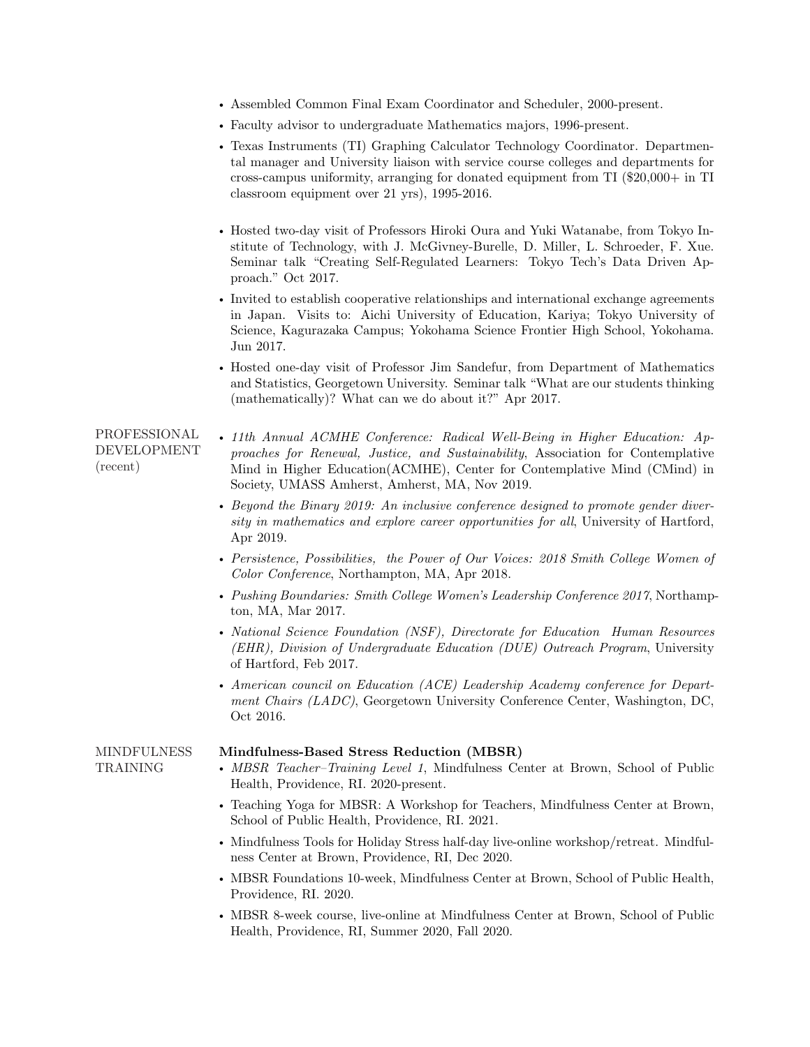- Assembled Common Final Exam Coordinator and Scheduler, 2000-present.
- Faculty advisor to undergraduate Mathematics majors, 1996-present.
- Texas Instruments (TI) Graphing Calculator Technology Coordinator. Departmental manager and University liaison with service course colleges and departments for cross-campus uniformity, arranging for donated equipment from TI ($20,000+ in TI classroom equipment over 21 yrs), 1995-2016.

- Hosted two-day visit of Professors Hiroki Oura and Yuki Watanabe, from Tokyo Institute of Technology, with J. McGivney-Burelle, D. Miller, L. Schroeder, F. Xue. Seminar talk "Creating Self-Regulated Learners: Tokyo Tech's Data Driven Approach." Oct 2017.
- Invited to establish cooperative relationships and international exchange agreements in Japan. Visits to: Aichi University of Education, Kariya; Tokyo University of Science, Kagurazaka Campus; Yokohama Science Frontier High School, Yokohama. Jun 2017.
- Hosted one-day visit of Professor Jim Sandefur, from Department of Mathematics and Statistics, Georgetown University. Seminar talk "What are our students thinking (mathematically)? What can we do about it?" Apr 2017.

## PROFESSIONAL DEVELOPMENT (recent)

- *11th Annual ACMHE Conference: Radical Well-Being in Higher Education: Approaches for Renewal, Justice, and Sustainability*, Association for Contemplative Mind in Higher Education(ACMHE), Center for Contemplative Mind (CMind) in Society, UMASS Amherst, Amherst, MA, Nov 2019.
- *Beyond the Binary 2019: An inclusive conference designed to promote gender diversity in mathematics and explore career opportunities for all*, University of Hartford, Apr 2019.
- *Persistence, Possibilities, the Power of Our Voices: 2018 Smith College Women of Color Conference*, Northampton, MA, Apr 2018.
- *Pushing Boundaries: Smith College Women's Leadership Conference 2017*, Northampton, MA, Mar 2017.
- *National Science Foundation (NSF), Directorate for Education Human Resources (EHR), Division of Undergraduate Education (DUE) Outreach Program*, University of Hartford, Feb 2017.
- *American council on Education (ACE) Leadership Academy conference for Department Chairs (LADC)*, Georgetown University Conference Center, Washington, DC, Oct 2016.

## MINDFULNESS TRAINING

**Mindfulness-Based Stress Reduction (MBSR)**

- *MBSR Teacher–Training Level 1*, Mindfulness Center at Brown, School of Public Health, Providence, RI. 2020-present.
- Teaching Yoga for MBSR: A Workshop for Teachers, Mindfulness Center at Brown, School of Public Health, Providence, RI. 2021.
- Mindfulness Tools for Holiday Stress half-day live-online workshop/retreat. Mindfulness Center at Brown, Providence, RI, Dec 2020.
- MBSR Foundations 10-week, Mindfulness Center at Brown, School of Public Health, Providence, RI. 2020.
- MBSR 8-week course, live-online at Mindfulness Center at Brown, School of Public Health, Providence, RI, Summer 2020, Fall 2020.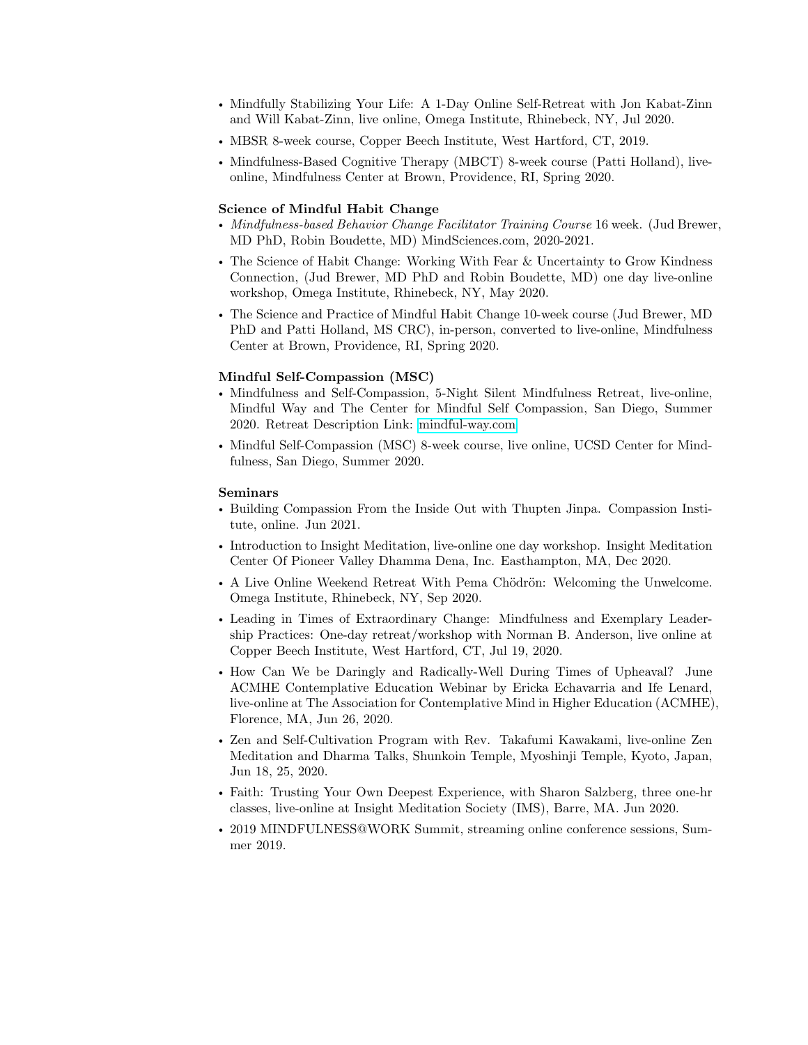- Mindfully Stabilizing Your Life: A 1-Day Online Self-Retreat with Jon Kabat-Zinn and Will Kabat-Zinn, live online, Omega Institute, Rhinebeck, NY, Jul 2020.
- MBSR 8-week course, Copper Beech Institute, West Hartford, CT, 2019.
- Mindfulness-Based Cognitive Therapy (MBCT) 8-week course (Patti Holland), live-online, Mindfulness Center at Brown, Providence, RI, Spring 2020.

**Science of Mindful Habit Change**

- *Mindfulness-based Behavior Change Facilitator Training Course* 16 week. (Jud Brewer, MD PhD, Robin Boudette, MD) MindSciences.com, 2020-2021.
- The Science of Habit Change: Working With Fear & Uncertainty to Grow Kindness Connection, (Jud Brewer, MD PhD and Robin Boudette, MD) one day live-online workshop, Omega Institute, Rhinebeck, NY, May 2020.
- The Science and Practice of Mindful Habit Change 10-week course (Jud Brewer, MD PhD and Patti Holland, MS CRC), in-person, converted to live-online, Mindfulness Center at Brown, Providence, RI, Spring 2020.

**Mindful Self-Compassion (MSC)**

- Mindfulness and Self-Compassion, 5-Night Silent Mindfulness Retreat, live-online, Mindful Way and The Center for Mindful Self Compassion, San Diego, Summer 2020. Retreat Description Link: mindful-way.com
- Mindful Self-Compassion (MSC) 8-week course, live online, UCSD Center for Mindfulness, San Diego, Summer 2020.

**Seminars**

- Building Compassion From the Inside Out with Thupten Jinpa. Compassion Institute, online. Jun 2021.
- Introduction to Insight Meditation, live-online one day workshop. Insight Meditation Center Of Pioneer Valley Dhamma Dena, Inc. Easthampton, MA, Dec 2020.
- A Live Online Weekend Retreat With Pema Chödrön: Welcoming the Unwelcome. Omega Institute, Rhinebeck, NY, Sep 2020.
- Leading in Times of Extraordinary Change: Mindfulness and Exemplary Leadership Practices: One-day retreat/workshop with Norman B. Anderson, live online at Copper Beech Institute, West Hartford, CT, Jul 19, 2020.
- How Can We be Daringly and Radically-Well During Times of Upheaval? June ACMHE Contemplative Education Webinar by Ericka Echavarria and Ife Lenard, live-online at The Association for Contemplative Mind in Higher Education (ACMHE), Florence, MA, Jun 26, 2020.
- Zen and Self-Cultivation Program with Rev. Takafumi Kawakami, live-online Zen Meditation and Dharma Talks, Shunkoin Temple, Myoshinji Temple, Kyoto, Japan, Jun 18, 25, 2020.
- Faith: Trusting Your Own Deepest Experience, with Sharon Salzberg, three one-hr classes, live-online at Insight Meditation Society (IMS), Barre, MA. Jun 2020.
- 2019 MINDFULNESS@WORK Summit, streaming online conference sessions, Summer 2019.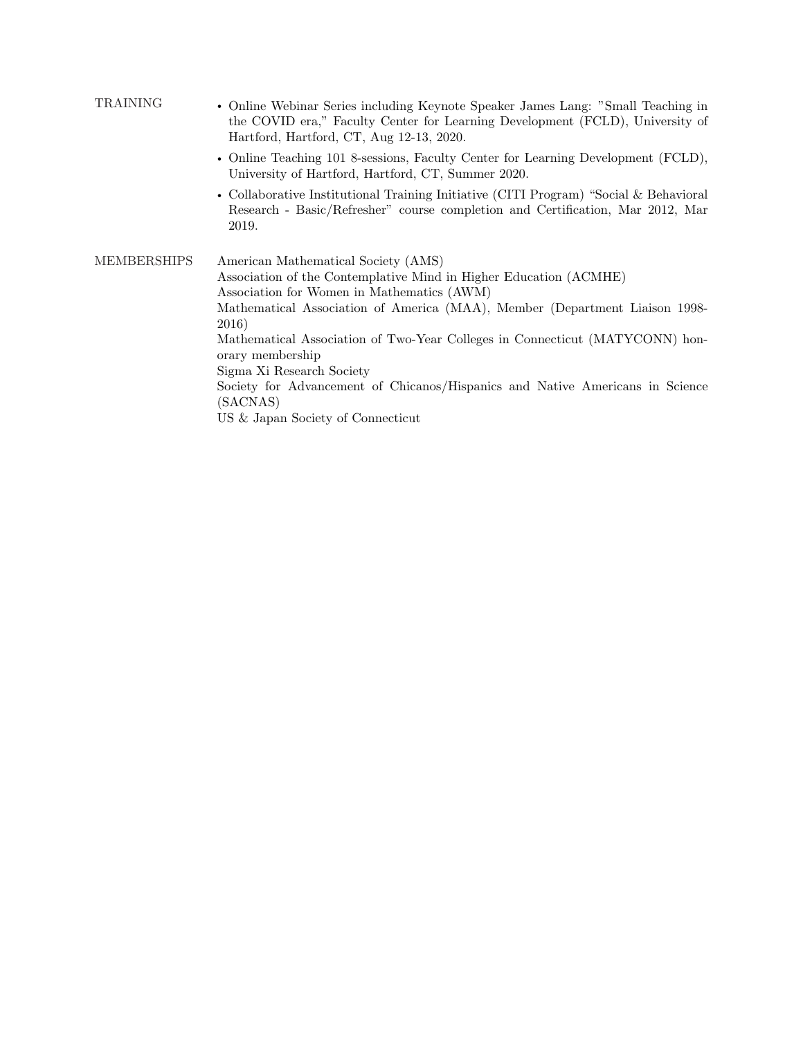## TRAINING

- Online Webinar Series including Keynote Speaker James Lang: "Small Teaching in the COVID era," Faculty Center for Learning Development (FCLD), University of Hartford, Hartford, CT, Aug 12-13, 2020.
- Online Teaching 101 8-sessions, Faculty Center for Learning Development (FCLD), University of Hartford, Hartford, CT, Summer 2020.
- Collaborative Institutional Training Initiative (CITI Program) "Social & Behavioral Research - Basic/Refresher" course completion and Certification, Mar 2012, Mar 2019.

## MEMBERSHIPS

American Mathematical Society (AMS)
Association of the Contemplative Mind in Higher Education (ACMHE)
Association for Women in Mathematics (AWM)
Mathematical Association of America (MAA), Member (Department Liaison 1998-2016)
Mathematical Association of Two-Year Colleges in Connecticut (MATYCONN) honorary membership
Sigma Xi Research Society
Society for Advancement of Chicanos/Hispanics and Native Americans in Science (SACNAS)
US & Japan Society of Connecticut